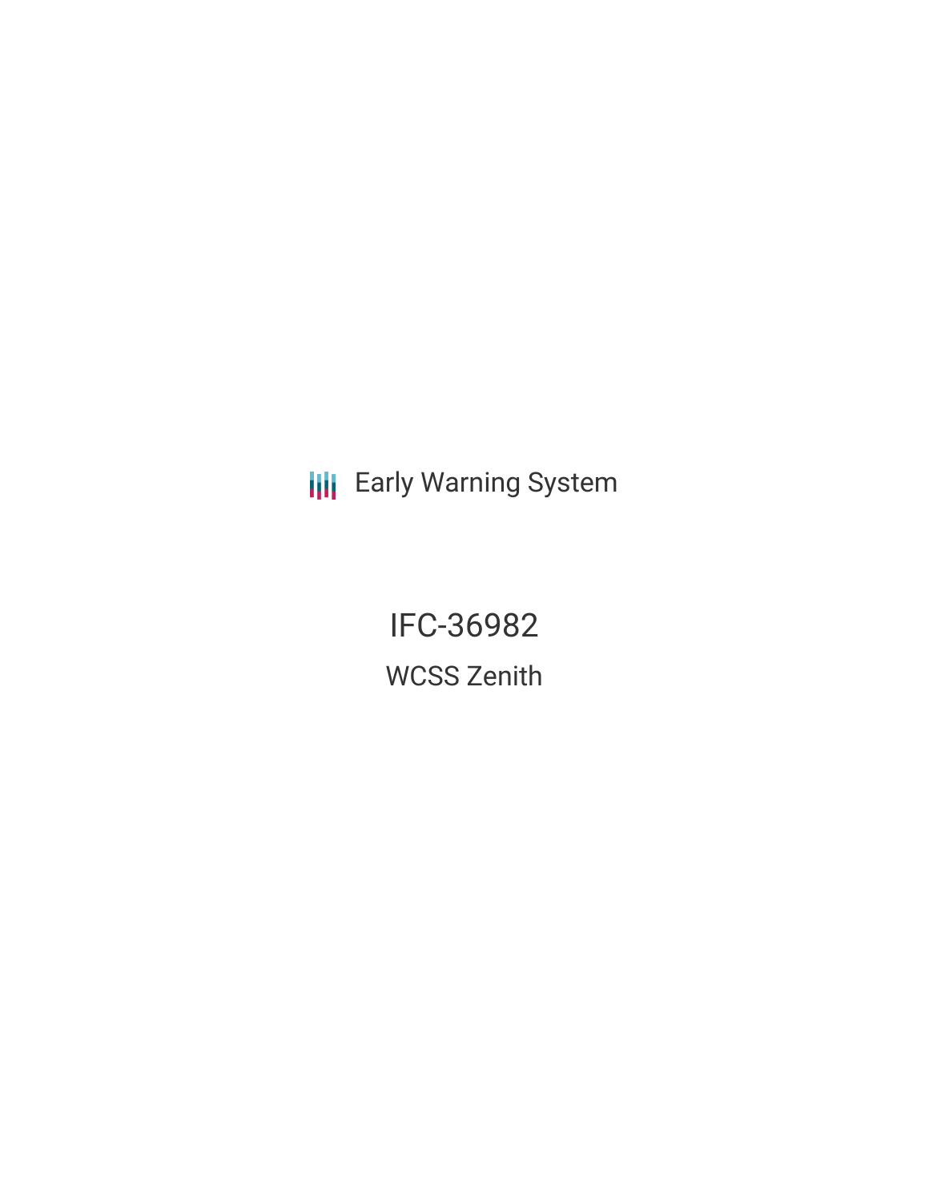Early Warning System

# IFC-36982

## WCSS Zenith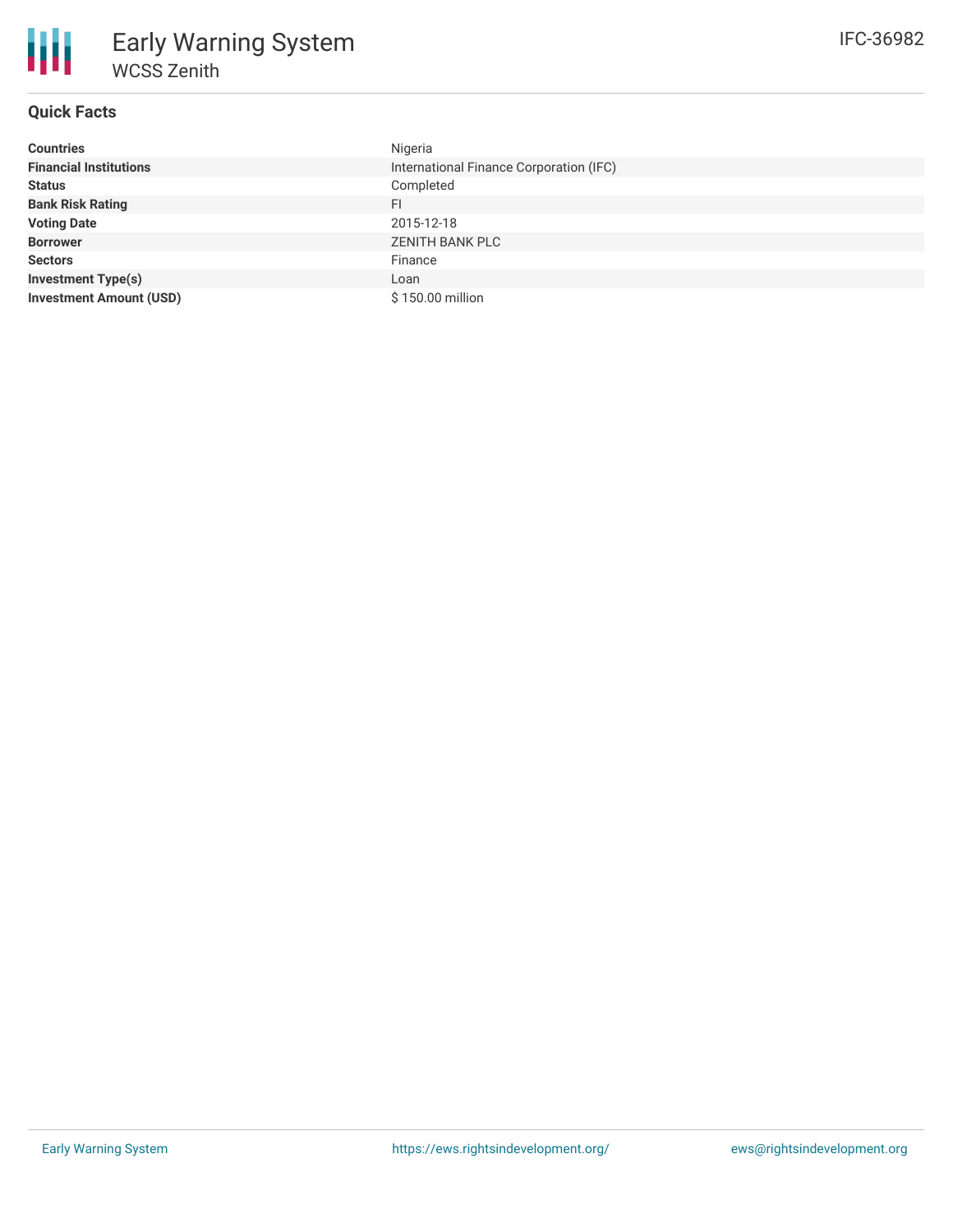# Early Warning System

## WCSS Zenith

IFC-36982

### Quick Facts

| | |
|---|---|
| **Countries** | Nigeria |
| **Financial Institutions** | International Finance Corporation (IFC) |
| **Status** | Completed |
| **Bank Risk Rating** | FI |
| **Voting Date** | 2015-12-18 |
| **Borrower** | ZENITH BANK PLC |
| **Sectors** | Finance |
| **Investment Type(s)** | Loan |
| **Investment Amount (USD)** | $ 150.00 million |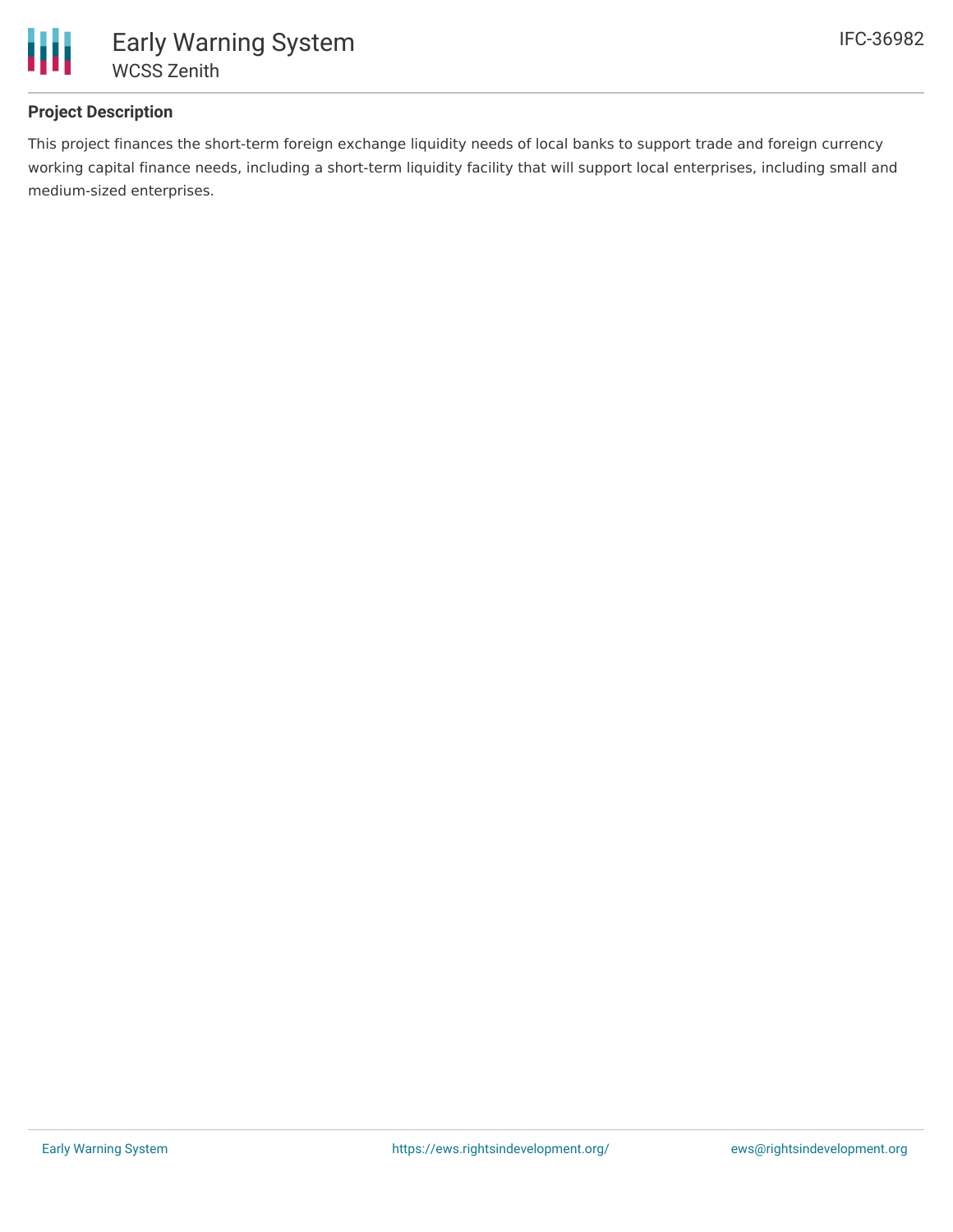### Project Description

This project finances the short-term foreign exchange liquidity needs of local banks to support trade and foreign currency working capital finance needs, including a short-term liquidity facility that will support local enterprises, including small and medium-sized enterprises.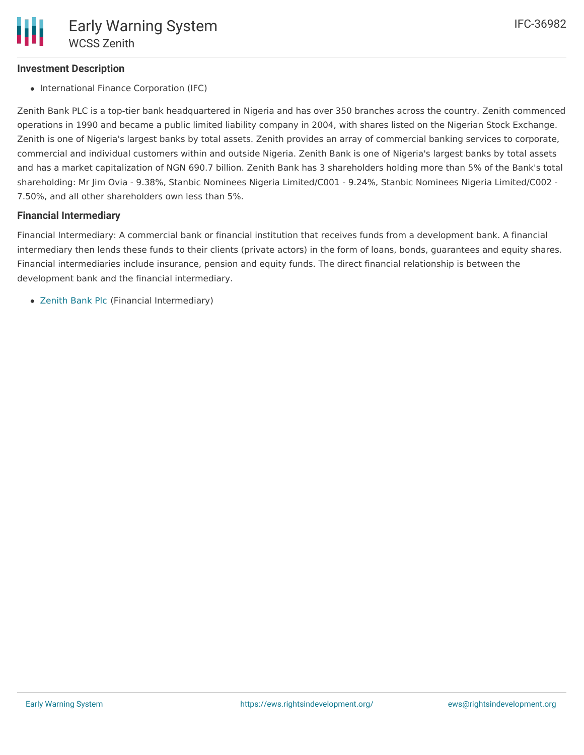### Investment Description

- International Finance Corporation (IFC)

Zenith Bank PLC is a top-tier bank headquartered in Nigeria and has over 350 branches across the country. Zenith commenced operations in 1990 and became a public limited liability company in 2004, with shares listed on the Nigerian Stock Exchange. Zenith is one of Nigeria's largest banks by total assets. Zenith provides an array of commercial banking services to corporate, commercial and individual customers within and outside Nigeria. Zenith Bank is one of Nigeria's largest banks by total assets and has a market capitalization of NGN 690.7 billion. Zenith Bank has 3 shareholders holding more than 5% of the Bank's total shareholding: Mr Jim Ovia - 9.38%, Stanbic Nominees Nigeria Limited/C001 - 9.24%, Stanbic Nominees Nigeria Limited/C002 - 7.50%, and all other shareholders own less than 5%.

### Financial Intermediary

Financial Intermediary: A commercial bank or financial institution that receives funds from a development bank. A financial intermediary then lends these funds to their clients (private actors) in the form of loans, bonds, guarantees and equity shares. Financial intermediaries include insurance, pension and equity funds. The direct financial relationship is between the development bank and the financial intermediary.

- Zenith Bank Plc (Financial Intermediary)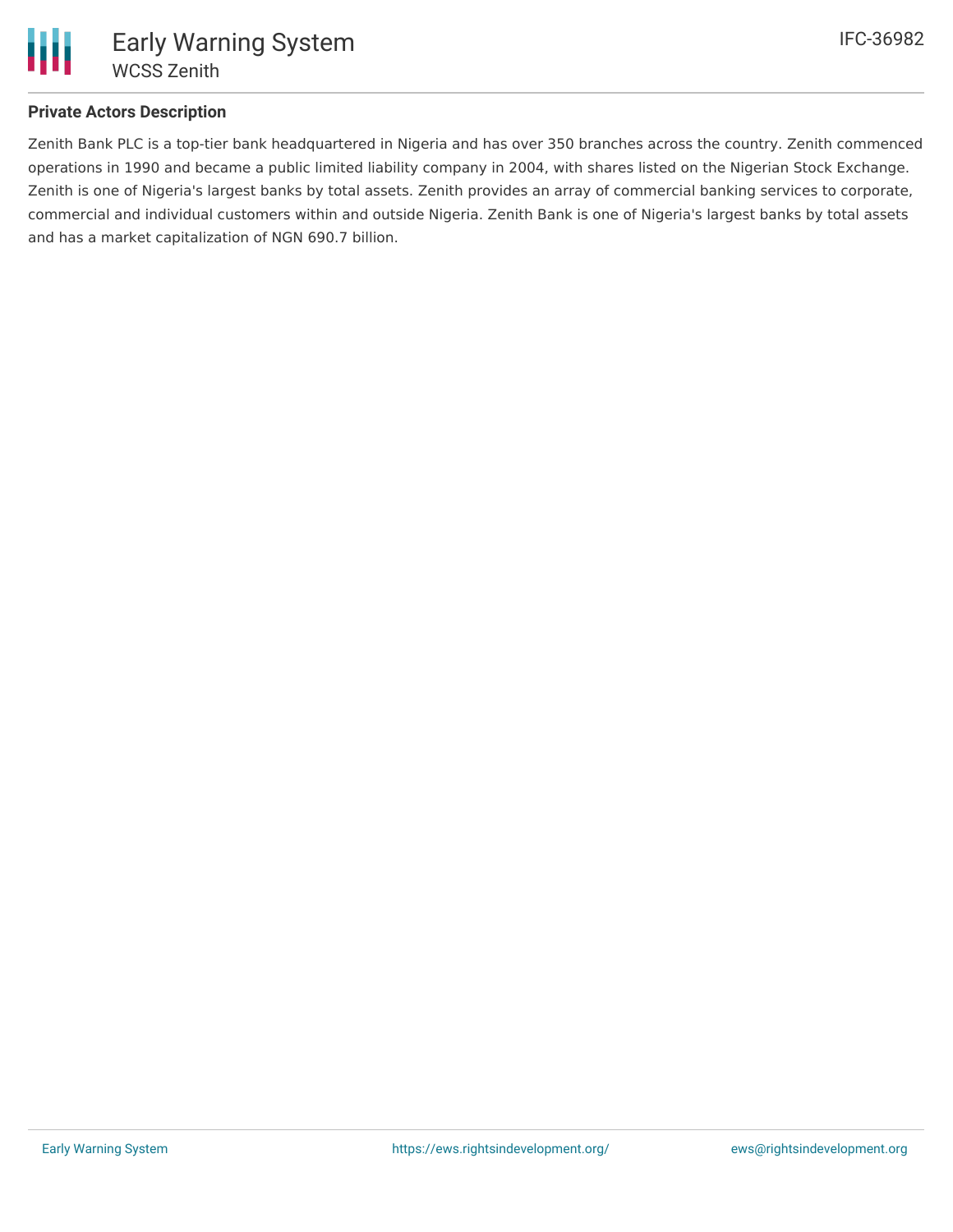### Private Actors Description

Zenith Bank PLC is a top-tier bank headquartered in Nigeria and has over 350 branches across the country. Zenith commenced operations in 1990 and became a public limited liability company in 2004, with shares listed on the Nigerian Stock Exchange. Zenith is one of Nigeria's largest banks by total assets. Zenith provides an array of commercial banking services to corporate, commercial and individual customers within and outside Nigeria. Zenith Bank is one of Nigeria's largest banks by total assets and has a market capitalization of NGN 690.7 billion.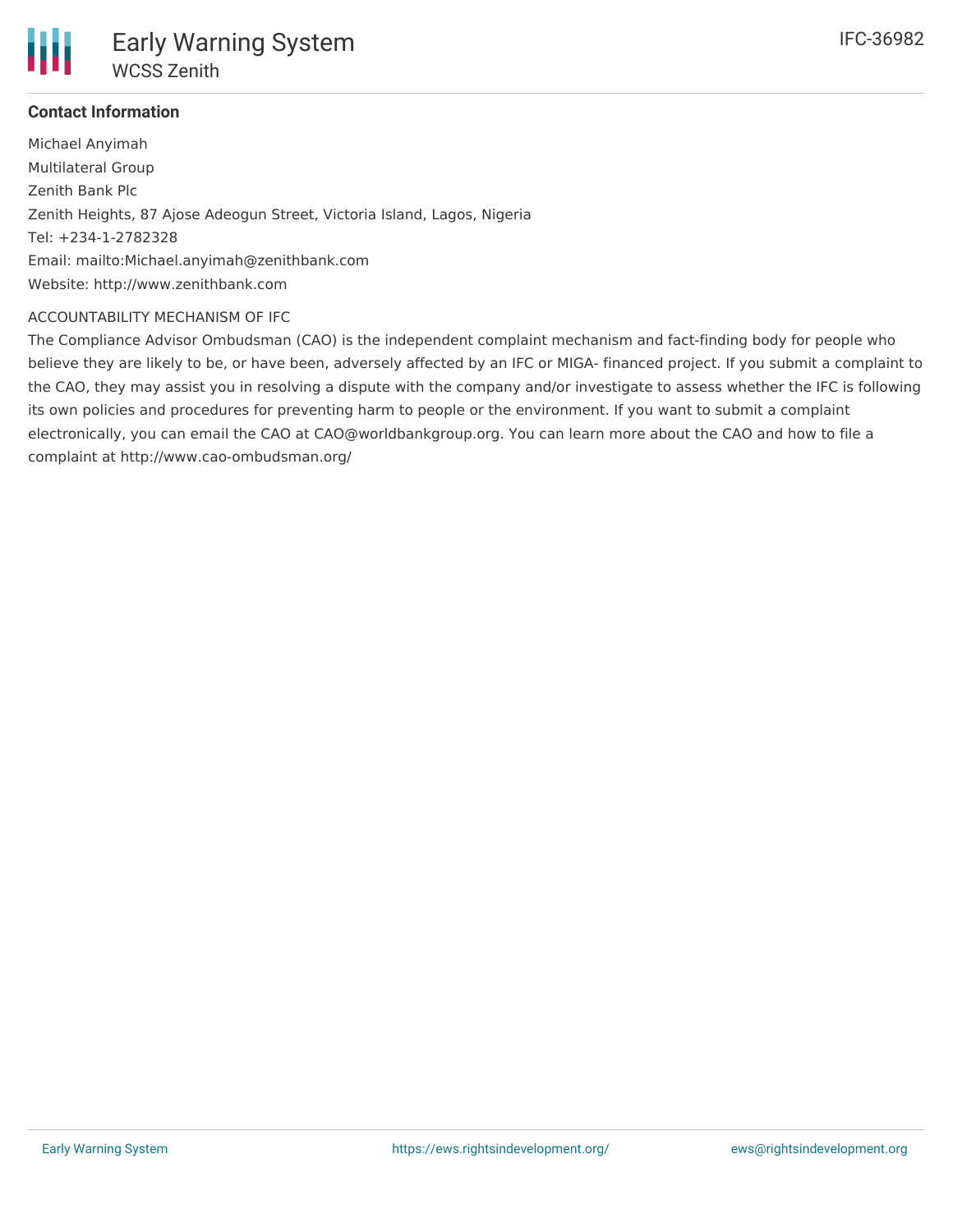**Contact Information**

Michael Anyimah
Multilateral Group
Zenith Bank Plc
Zenith Heights, 87 Ajose Adeogun Street, Victoria Island, Lagos, Nigeria
Tel: +234-1-2782328
Email: mailto:Michael.anyimah@zenithbank.com
Website: http://www.zenithbank.com

ACCOUNTABILITY MECHANISM OF IFC

The Compliance Advisor Ombudsman (CAO) is the independent complaint mechanism and fact-finding body for people who believe they are likely to be, or have been, adversely affected by an IFC or MIGA- financed project. If you submit a complaint to the CAO, they may assist you in resolving a dispute with the company and/or investigate to assess whether the IFC is following its own policies and procedures for preventing harm to people or the environment. If you want to submit a complaint electronically, you can email the CAO at CAO@worldbankgroup.org. You can learn more about the CAO and how to file a complaint at http://www.cao-ombudsman.org/